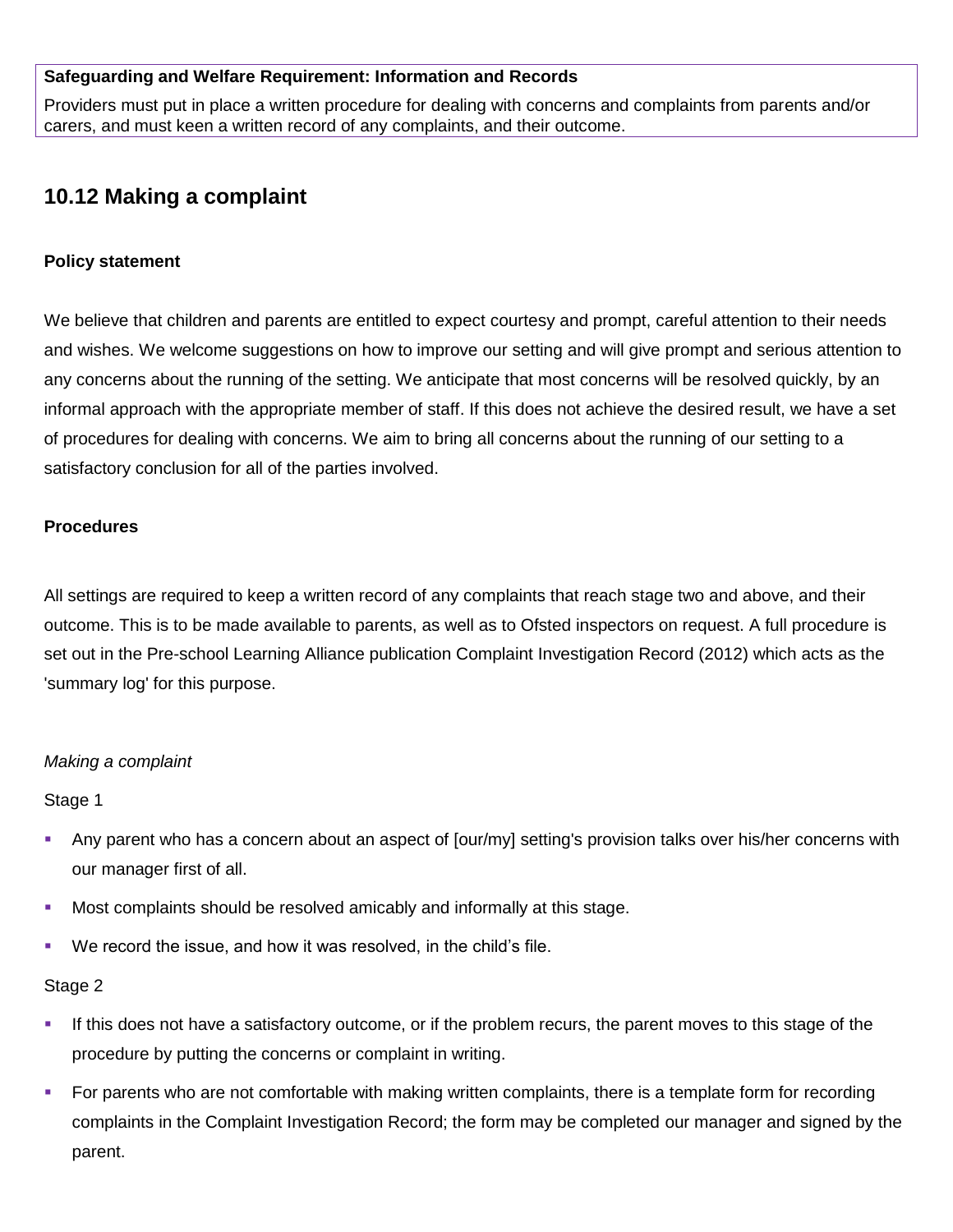**Safeguarding and Welfare Requirement: Information and Records**

Providers must put in place a written procedure for dealing with concerns and complaints from parents and/or carers, and must keen a written record of any complaints, and their outcome.

## 10.12 Making a complaint

**Policy statement**

We believe that children and parents are entitled to expect courtesy and prompt, careful attention to their needs and wishes. We welcome suggestions on how to improve our setting and will give prompt and serious attention to any concerns about the running of the setting. We anticipate that most concerns will be resolved quickly, by an informal approach with the appropriate member of staff. If this does not achieve the desired result, we have a set of procedures for dealing with concerns. We aim to bring all concerns about the running of our setting to a satisfactory conclusion for all of the parties involved.

**Procedures**

All settings are required to keep a written record of any complaints that reach stage two and above, and their outcome. This is to be made available to parents, as well as to Ofsted inspectors on request. A full procedure is set out in the Pre-school Learning Alliance publication Complaint Investigation Record (2012) which acts as the 'summary log' for this purpose.

*Making a complaint*

Stage 1

- Any parent who has a concern about an aspect of [our/my] setting's provision talks over his/her concerns with our manager first of all.
- Most complaints should be resolved amicably and informally at this stage.
- We record the issue, and how it was resolved, in the child's file.

Stage 2

- If this does not have a satisfactory outcome, or if the problem recurs, the parent moves to this stage of the procedure by putting the concerns or complaint in writing.
- For parents who are not comfortable with making written complaints, there is a template form for recording complaints in the Complaint Investigation Record; the form may be completed our manager and signed by the parent.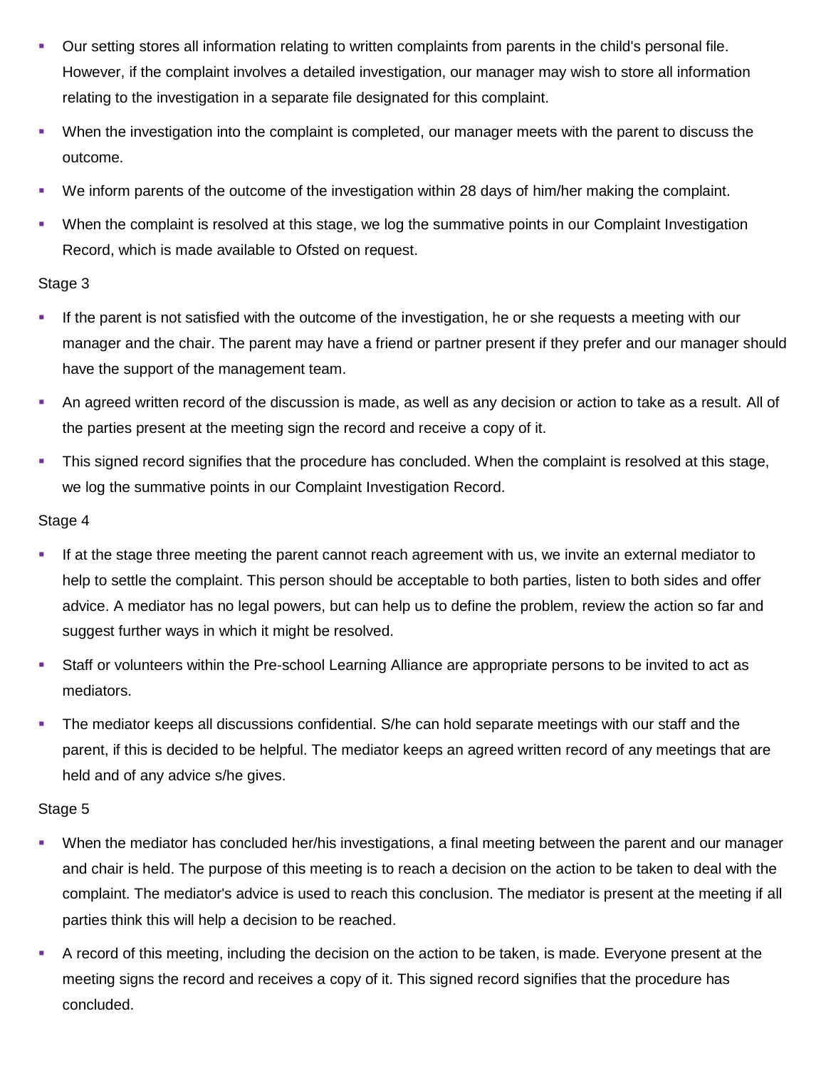- Our setting stores all information relating to written complaints from parents in the child's personal file. However, if the complaint involves a detailed investigation, our manager may wish to store all information relating to the investigation in a separate file designated for this complaint.
- When the investigation into the complaint is completed, our manager meets with the parent to discuss the outcome.
- We inform parents of the outcome of the investigation within 28 days of him/her making the complaint.
- When the complaint is resolved at this stage, we log the summative points in our Complaint Investigation Record, which is made available to Ofsted on request.

Stage 3

- If the parent is not satisfied with the outcome of the investigation, he or she requests a meeting with our manager and the chair. The parent may have a friend or partner present if they prefer and our manager should have the support of the management team.
- An agreed written record of the discussion is made, as well as any decision or action to take as a result. All of the parties present at the meeting sign the record and receive a copy of it.
- This signed record signifies that the procedure has concluded. When the complaint is resolved at this stage, we log the summative points in our Complaint Investigation Record.

Stage 4

- If at the stage three meeting the parent cannot reach agreement with us, we invite an external mediator to help to settle the complaint. This person should be acceptable to both parties, listen to both sides and offer advice. A mediator has no legal powers, but can help us to define the problem, review the action so far and suggest further ways in which it might be resolved.
- Staff or volunteers within the Pre-school Learning Alliance are appropriate persons to be invited to act as mediators.
- The mediator keeps all discussions confidential. S/he can hold separate meetings with our staff and the parent, if this is decided to be helpful. The mediator keeps an agreed written record of any meetings that are held and of any advice s/he gives.

Stage 5

- When the mediator has concluded her/his investigations, a final meeting between the parent and our manager and chair is held. The purpose of this meeting is to reach a decision on the action to be taken to deal with the complaint. The mediator's advice is used to reach this conclusion. The mediator is present at the meeting if all parties think this will help a decision to be reached.
- A record of this meeting, including the decision on the action to be taken, is made. Everyone present at the meeting signs the record and receives a copy of it. This signed record signifies that the procedure has concluded.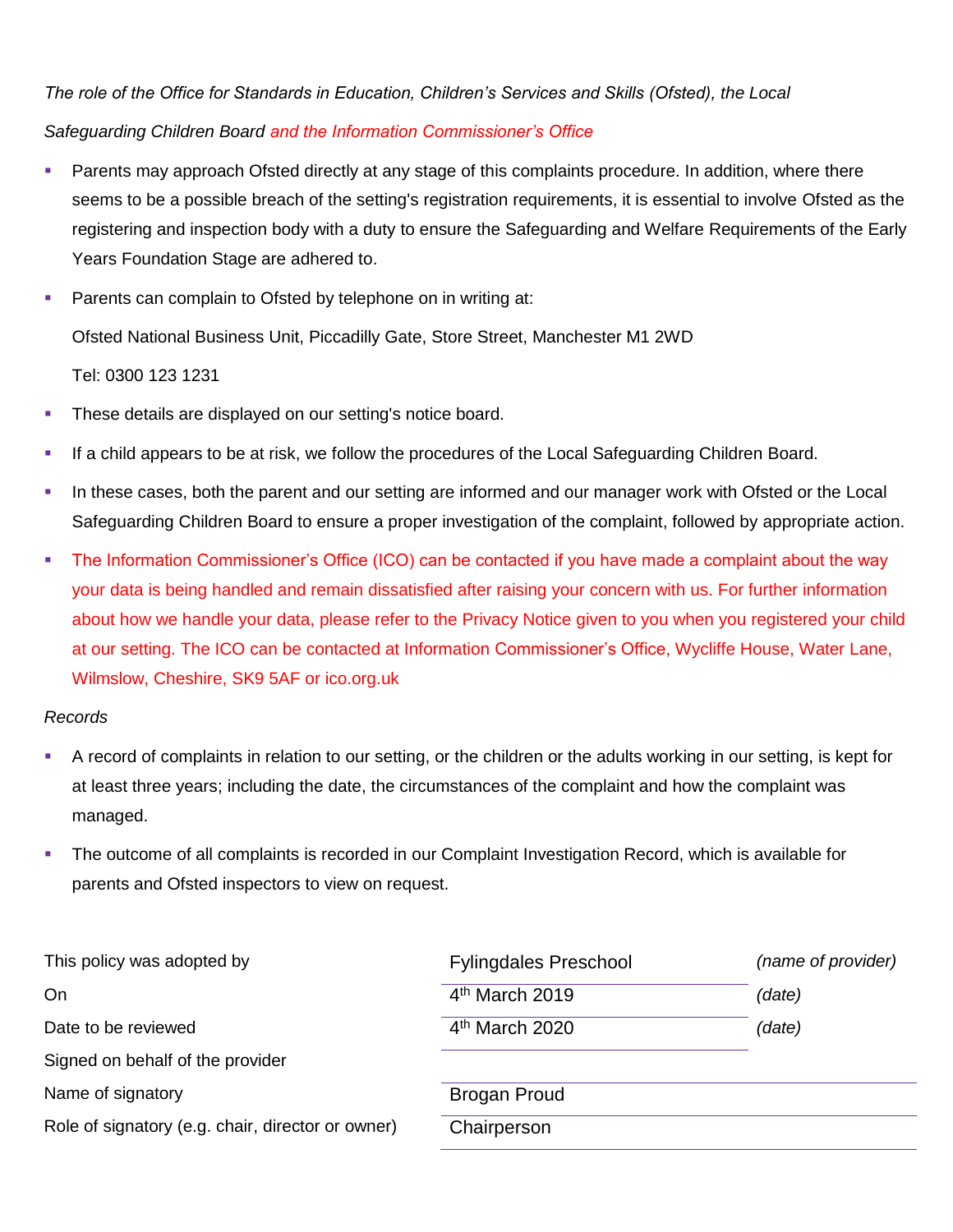*The role of the Office for Standards in Education, Children's Services and Skills (Ofsted), the Local Safeguarding Children Board and the Information Commissioner's Office*

- Parents may approach Ofsted directly at any stage of this complaints procedure. In addition, where there seems to be a possible breach of the setting's registration requirements, it is essential to involve Ofsted as the registering and inspection body with a duty to ensure the Safeguarding and Welfare Requirements of the Early Years Foundation Stage are adhered to.
- Parents can complain to Ofsted by telephone on in writing at:

  Ofsted National Business Unit, Piccadilly Gate, Store Street, Manchester M1 2WD

  Tel: 0300 123 1231
- These details are displayed on our setting's notice board.
- If a child appears to be at risk, we follow the procedures of the Local Safeguarding Children Board.
- In these cases, both the parent and our setting are informed and our manager work with Ofsted or the Local Safeguarding Children Board to ensure a proper investigation of the complaint, followed by appropriate action.
- The Information Commissioner's Office (ICO) can be contacted if you have made a complaint about the way your data is being handled and remain dissatisfied after raising your concern with us. For further information about how we handle your data, please refer to the Privacy Notice given to you when you registered your child at our setting. The ICO can be contacted at Information Commissioner's Office, Wycliffe House, Water Lane, Wilmslow, Cheshire, SK9 5AF or ico.org.uk

*Records*

- A record of complaints in relation to our setting, or the children or the adults working in our setting, is kept for at least three years; including the date, the circumstances of the complaint and how the complaint was managed.
- The outcome of all complaints is recorded in our Complaint Investigation Record, which is available for parents and Ofsted inspectors to view on request.

| | | |
|---|---|---|
| This policy was adopted by | Fylingdales Preschool | *(name of provider)* |
| On | 4th March 2019 | *(date)* |
| Date to be reviewed | 4th March 2020 | *(date)* |
| Signed on behalf of the provider | | |
| Name of signatory | Brogan Proud | |
| Role of signatory (e.g. chair, director or owner) | Chairperson | |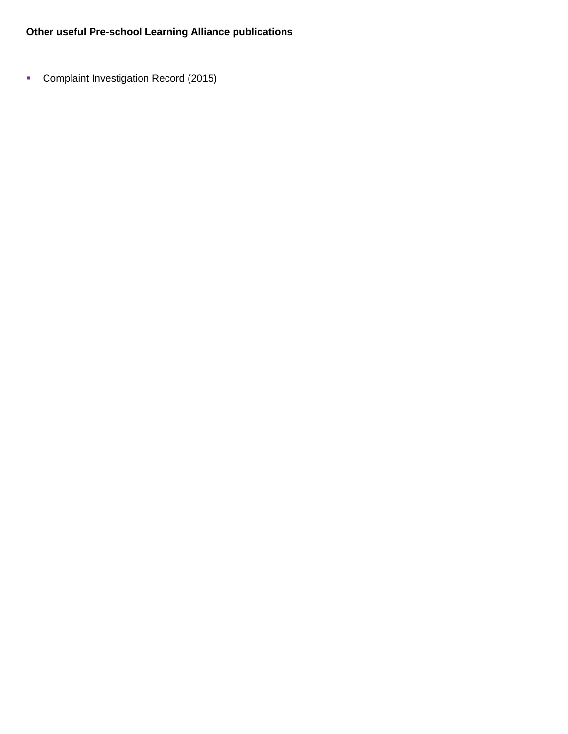**Other useful Pre-school Learning Alliance publications**

- Complaint Investigation Record (2015)